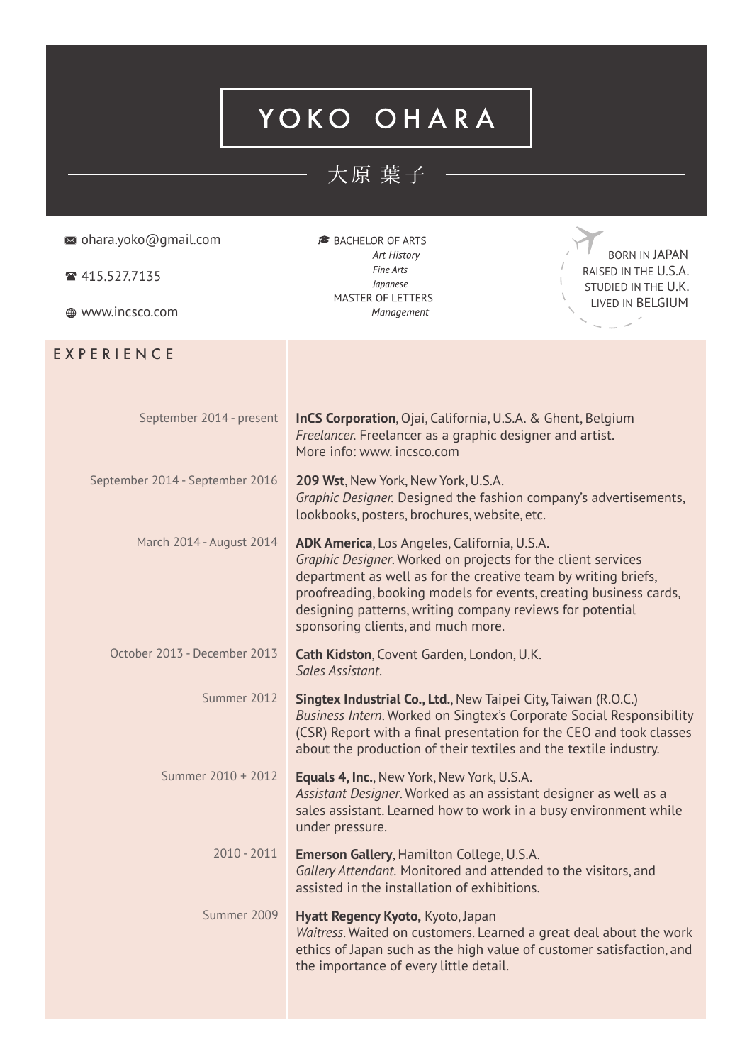# YOKO OHARA

大原 葉子

✉ ohara.yoko@gmail.com

☎ 415.527.7135

🌐 www.incsco.com

BACHELOR OF ARTS
*Art History*
*Fine Arts*
*Japanese*
MASTER OF LETTERS
*Management*

BORN IN JAPAN
RAISED IN THE U.S.A.
STUDIED IN THE U.K.
LIVED IN BELGIUM

## EXPERIENCE

September 2014 - present
**InCS Corporation**, Ojai, California, U.S.A. & Ghent, Belgium
*Freelancer.* Freelancer as a graphic designer and artist.
More info: www. incsco.com

September 2014 - September 2016
**209 Wst**, New York, New York, U.S.A.
*Graphic Designer.* Designed the fashion company's advertisements, lookbooks, posters, brochures, website, etc.

March 2014 - August 2014
**ADK America**, Los Angeles, California, U.S.A.
*Graphic Designer*. Worked on projects for the client services department as well as for the creative team by writing briefs, proofreading, booking models for events, creating business cards, designing patterns, writing company reviews for potential sponsoring clients, and much more.

October 2013 - December 2013
**Cath Kidston**, Covent Garden, London, U.K.
*Sales Assistant.*

Summer 2012
**Singtex Industrial Co., Ltd.**, New Taipei City, Taiwan (R.O.C.)
*Business Intern*. Worked on Singtex's Corporate Social Responsibility (CSR) Report with a final presentation for the CEO and took classes about the production of their textiles and the textile industry.

Summer 2010 + 2012
**Equals 4, Inc.**, New York, New York, U.S.A.
*Assistant Designer*. Worked as an assistant designer as well as a sales assistant. Learned how to work in a busy environment while under pressure.

2010 - 2011
**Emerson Gallery**, Hamilton College, U.S.A.
*Gallery Attendant.* Monitored and attended to the visitors, and assisted in the installation of exhibitions.

Summer 2009
**Hyatt Regency Kyoto,** Kyoto, Japan
*Waitress*. Waited on customers. Learned a great deal about the work ethics of Japan such as the high value of customer satisfaction, and the importance of every little detail.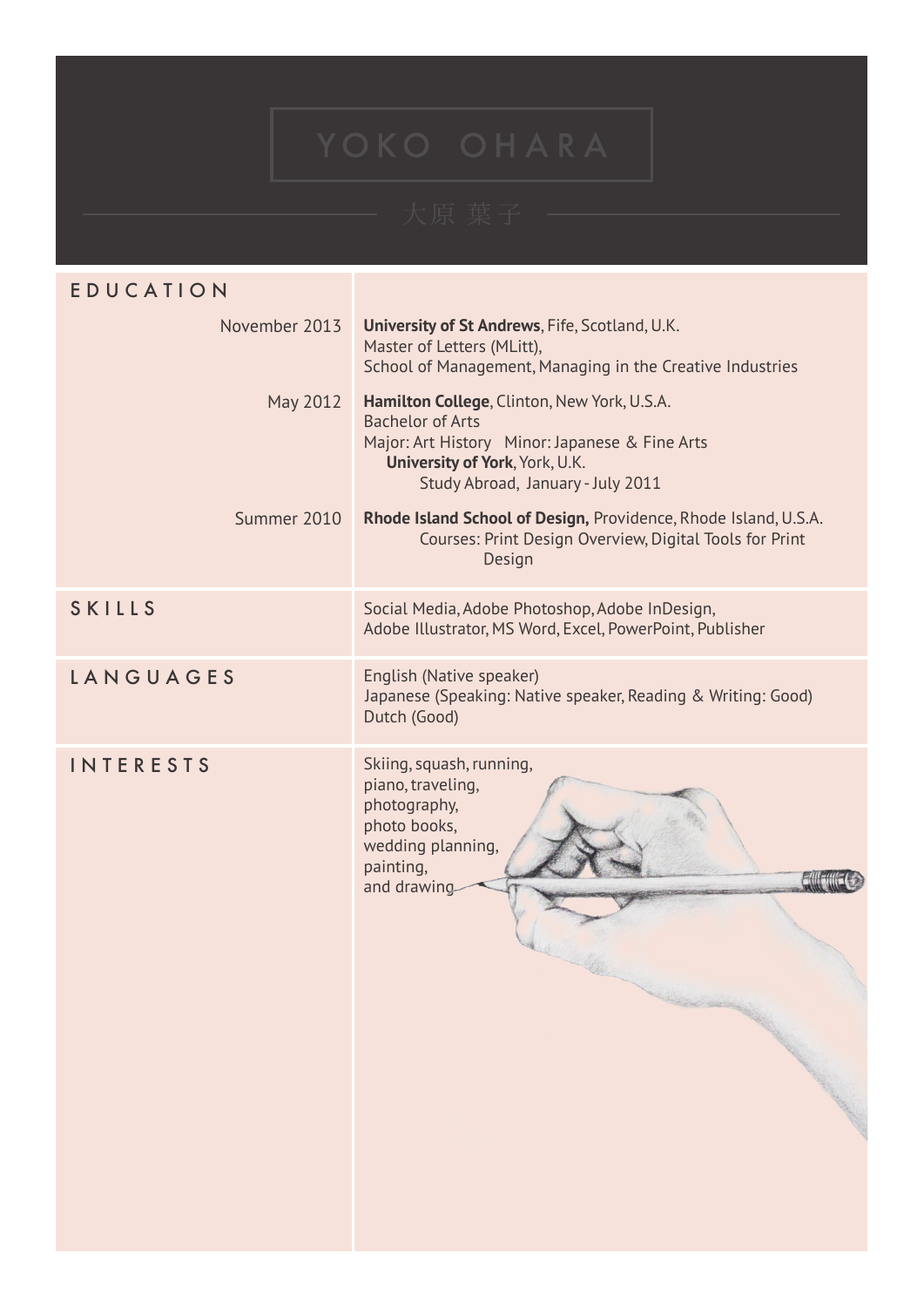# YOKO OHARA

大原 葉子

## EDUCATION

November 2013
**University of St Andrews**, Fife, Scotland, U.K.
Master of Letters (MLitt),
School of Management, Managing in the Creative Industries

May 2012
**Hamilton College**, Clinton, New York, U.S.A.
Bachelor of Arts
Major: Art History Minor: Japanese & Fine Arts
**University of York**, York, U.K.
Study Abroad, January - July 2011

Summer 2010
**Rhode Island School of Design,** Providence, Rhode Island, U.S.A.
Courses: Print Design Overview, Digital Tools for Print Design

## SKILLS

Social Media, Adobe Photoshop, Adobe InDesign,
Adobe Illustrator, MS Word, Excel, PowerPoint, Publisher

## LANGUAGES

English (Native speaker)
Japanese (Speaking: Native speaker, Reading & Writing: Good)
Dutch (Good)

## INTERESTS

Skiing, squash, running,
piano, traveling,
photography,
photo books,
wedding planning,
painting,
and drawing